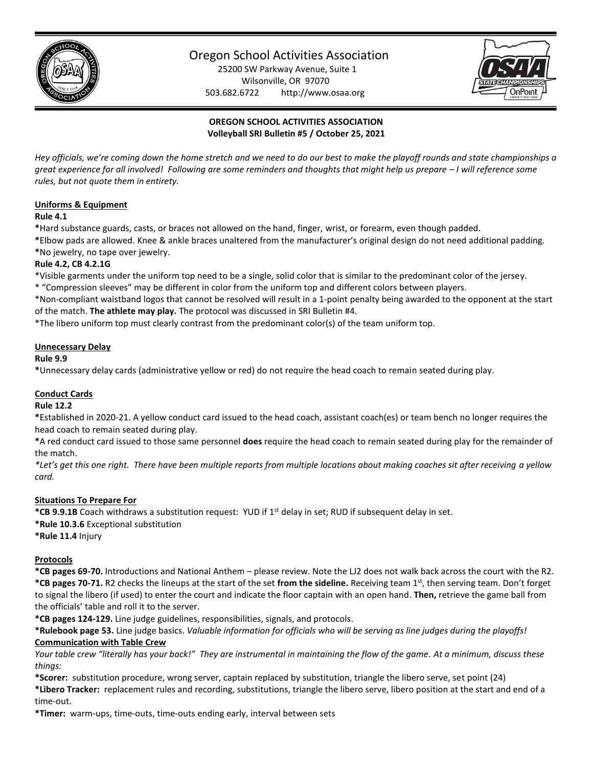# Oregon School Activities Association

25200 SW Parkway Avenue, Suite 1
Wilsonville, OR 97070
503.682.6722 http://www.osaa.org

**OREGON SCHOOL ACTIVITIES ASSOCIATION**
**Volleyball SRI Bulletin #5 / October 25, 2021**

*Hey officials, we're coming down the home stretch and we need to do our best to make the playoff rounds and state championships a great experience for all involved! Following are some reminders and thoughts that might help us prepare – I will reference some rules, but not quote them in entirety.*

## Uniforms & Equipment

**Rule 4.1**

**\***Hard substance guards, casts, or braces not allowed on the hand, finger, wrist, or forearm, even though padded.
**\***Elbow pads are allowed. Knee & ankle braces unaltered from the manufacturer's original design do not need additional padding.
**\***No jewelry, no tape over jewelry.

**Rule 4.2, CB 4.2.1G**

\*Visible garments under the uniform top need to be a single, solid color that is similar to the predominant color of the jersey.
\* "Compression sleeves" may be different in color from the uniform top and different colors between players.
\*Non-compliant waistband logos that cannot be resolved will result in a 1-point penalty being awarded to the opponent at the start of the match. **The athlete may play.** The protocol was discussed in SRI Bulletin #4.
\*The libero uniform top must clearly contrast from the predominant color(s) of the team uniform top.

## Unnecessary Delay

**Rule 9.9**

**\***Unnecessary delay cards (administrative yellow or red) do not require the head coach to remain seated during play.

## Conduct Cards

**Rule 12.2**

**\***Established in 2020-21. A yellow conduct card issued to the head coach, assistant coach(es) or team bench no longer requires the head coach to remain seated during play.
**\***A red conduct card issued to those same personnel **does** require the head coach to remain seated during play for the remainder of the match.
*\*Let's get this one right. There have been multiple reports from multiple locations about making coaches sit after receiving a yellow card.*

## Situations To Prepare For

**\*CB 9.9.1B** Coach withdraws a substitution request: YUD if 1st delay in set; RUD if subsequent delay in set.
\***Rule 10.3.6** Exceptional substitution
\***Rule 11.4** Injury

## Protocols

**\*CB pages 69-70.** Introductions and National Anthem – please review. Note the LJ2 does not walk back across the court with the R2.
**\*CB pages 70-71.** R2 checks the lineups at the start of the set **from the sideline.** Receiving team 1st, then serving team. Don't forget to signal the libero (if used) to enter the court and indicate the floor captain with an open hand. **Then,** retrieve the game ball from the officials' table and roll it to the server.
**\*CB pages 124-129.** Line judge guidelines, responsibilities, signals, and protocols.
**\*Rulebook page 53.** Line judge basics. *Valuable information for officials who will be serving as line judges during the playoffs!*

## Communication with Table Crew

*Your table crew "literally has your back!" They are instrumental in maintaining the flow of the game. At a minimum, discuss these things:*

**\*Scorer:** substitution procedure, wrong server, captain replaced by substitution, triangle the libero serve, set point (24)
**\*Libero Tracker:** replacement rules and recording, substitutions, triangle the libero serve, libero position at the start and end of a time-out.
**\*Timer:** warm-ups, time-outs, time-outs ending early, interval between sets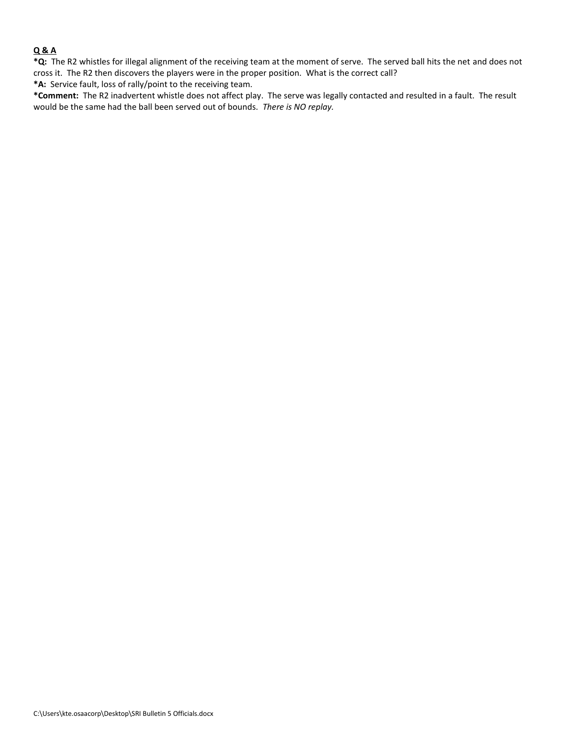**<u>Q & A</u>**

***Q:** The R2 whistles for illegal alignment of the receiving team at the moment of serve. The served ball hits the net and does not cross it. The R2 then discovers the players were in the proper position. What is the correct call?

***A:** Service fault, loss of rally/point to the receiving team.

***Comment:** The R2 inadvertent whistle does not affect play. The serve was legally contacted and resulted in a fault. The result would be the same had the ball been served out of bounds. *There is NO replay.*